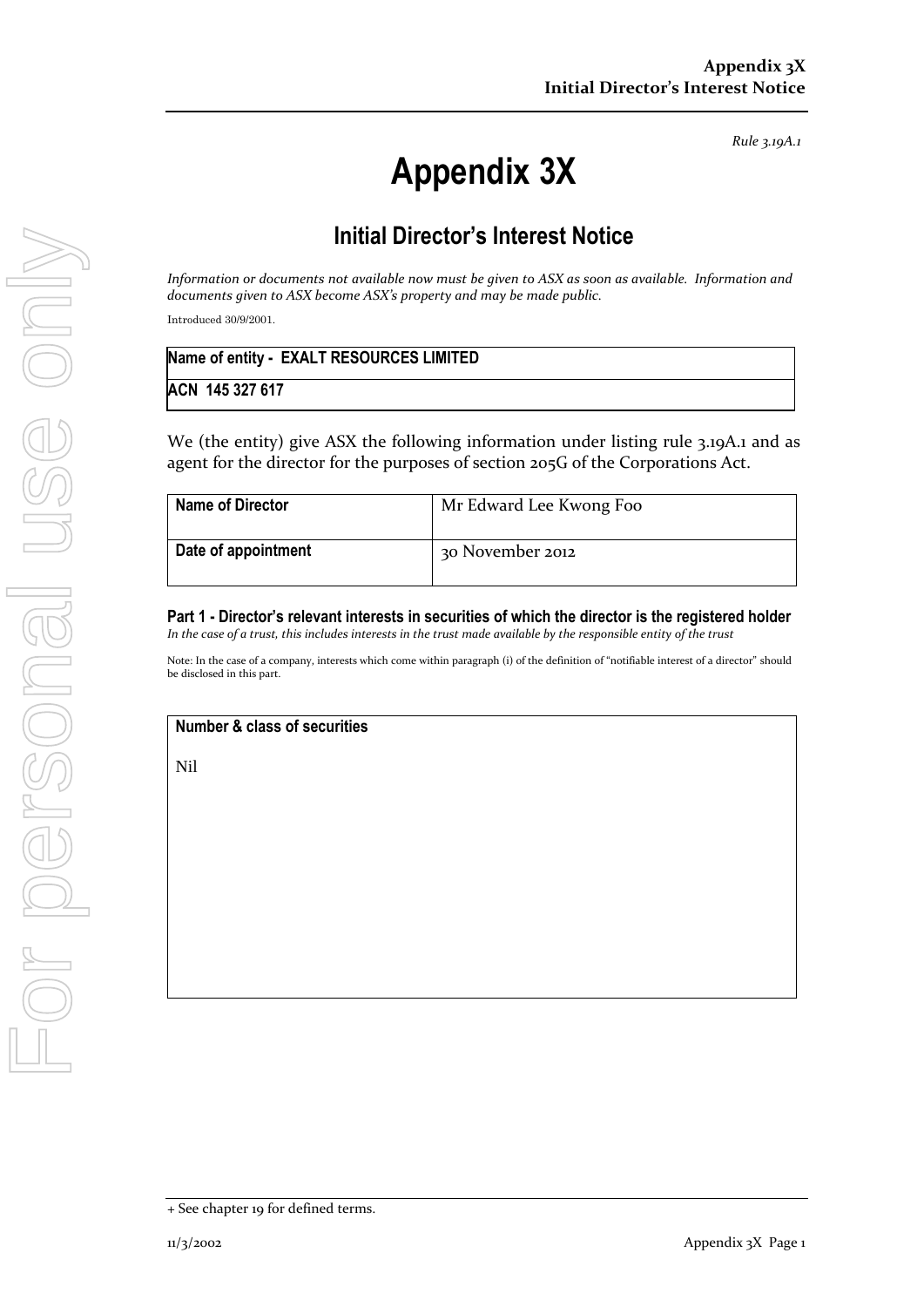*Rule 3.19A.1*

# Appendix 3X

## Initial Director's Interest Notice

*Information or documents not available now must be given to ASX as soon as available. Information and documents given to ASX become ASX's property and may be made public.*

Introduced 30/9/2001.

| Name of entity - EXALT RESOURCES LIMITED |
|---|
| ACN 145 327 617 |

We (the entity) give ASX the following information under listing rule 3.19A.1 and as agent for the director for the purposes of section 205G of the Corporations Act.

| Name of Director | Mr Edward Lee Kwong Foo |
|---|---|
| Date of appointment | 30 November 2012 |

**Part 1 - Director's relevant interests in securities of which the director is the registered holder**

*In the case of a trust, this includes interests in the trust made available by the responsible entity of the trust*

Note: In the case of a company, interests which come within paragraph (i) of the definition of "notifiable interest of a director" should be disclosed in this part.

| Number & class of securities |
|---|
| Nil |

+ See chapter 19 for defined terms.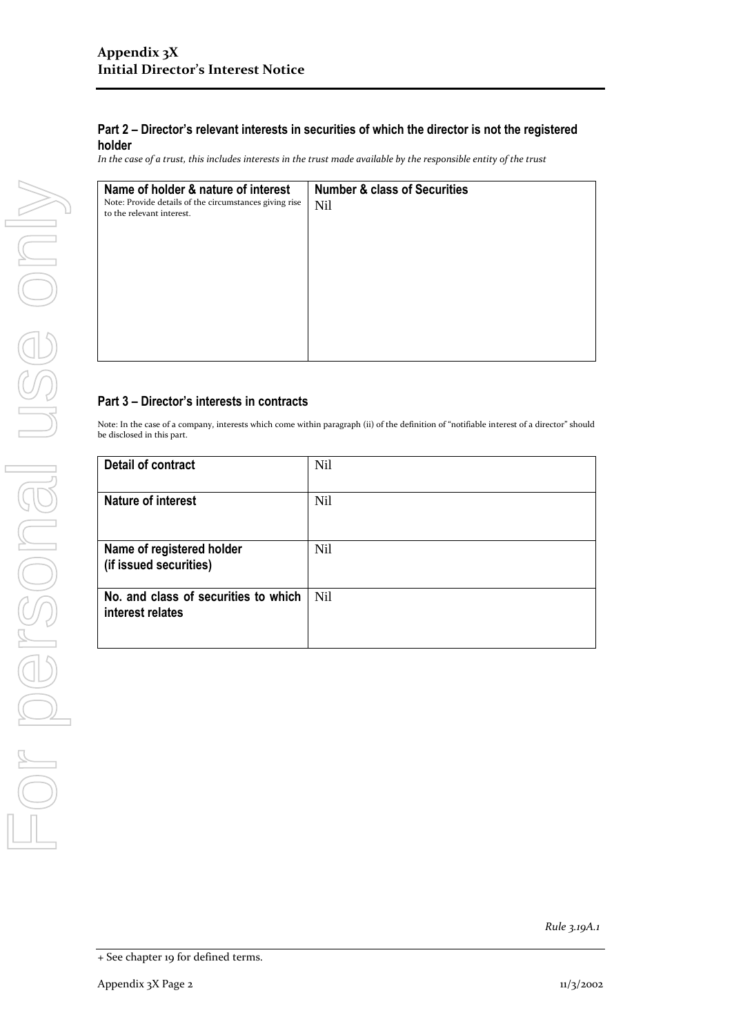## Part 2 – Director's relevant interests in securities of which the director is not the registered holder

*In the case of a trust, this includes interests in the trust made available by the responsible entity of the trust*

| Name of holder & nature of interest<br>Note: Provide details of the circumstances giving rise to the relevant interest. | Number & class of Securities |
|---|---|
| | Nil |

## Part 3 – Director's interests in contracts

Note: In the case of a company, interests which come within paragraph (ii) of the definition of "notifiable interest of a director" should be disclosed in this part.

| | |
|---|---|
| **Detail of contract** | Nil |
| **Nature of interest** | Nil |
| **Name of registered holder (if issued securities)** | Nil |
| **No. and class of securities to which interest relates** | Nil |

*Rule 3.19A.1*

+ See chapter 19 for defined terms.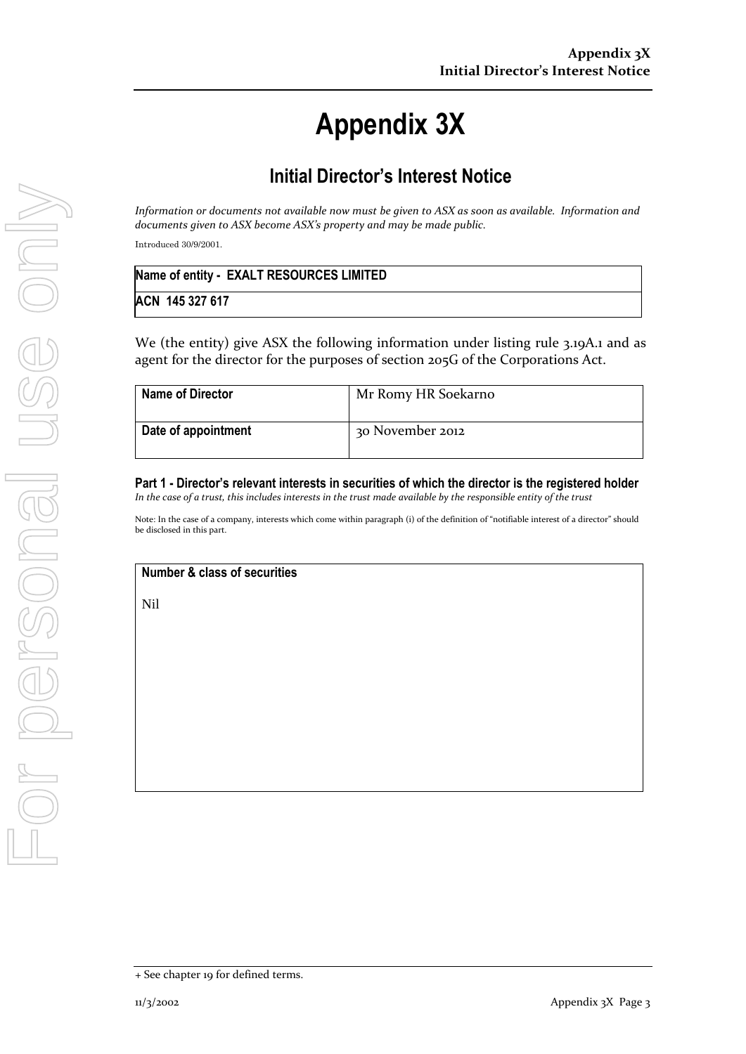# Appendix 3X

## Initial Director's Interest Notice

*Information or documents not available now must be given to ASX as soon as available. Information and documents given to ASX become ASX's property and may be made public.*

Introduced 30/9/2001.

| Name of entity - EXALT RESOURCES LIMITED |
|---|
| ACN 145 327 617 |

We (the entity) give ASX the following information under listing rule 3.19A.1 and as agent for the director for the purposes of section 205G of the Corporations Act.

| Name of Director | Mr Romy HR Soekarno |
|---|---|
| Date of appointment | 30 November 2012 |

**Part 1 - Director's relevant interests in securities of which the director is the registered holder**

*In the case of a trust, this includes interests in the trust made available by the responsible entity of the trust*

Note: In the case of a company, interests which come within paragraph (i) of the definition of "notifiable interest of a director" should be disclosed in this part.

| Number & class of securities |
|---|
| Nil |

+ See chapter 19 for defined terms.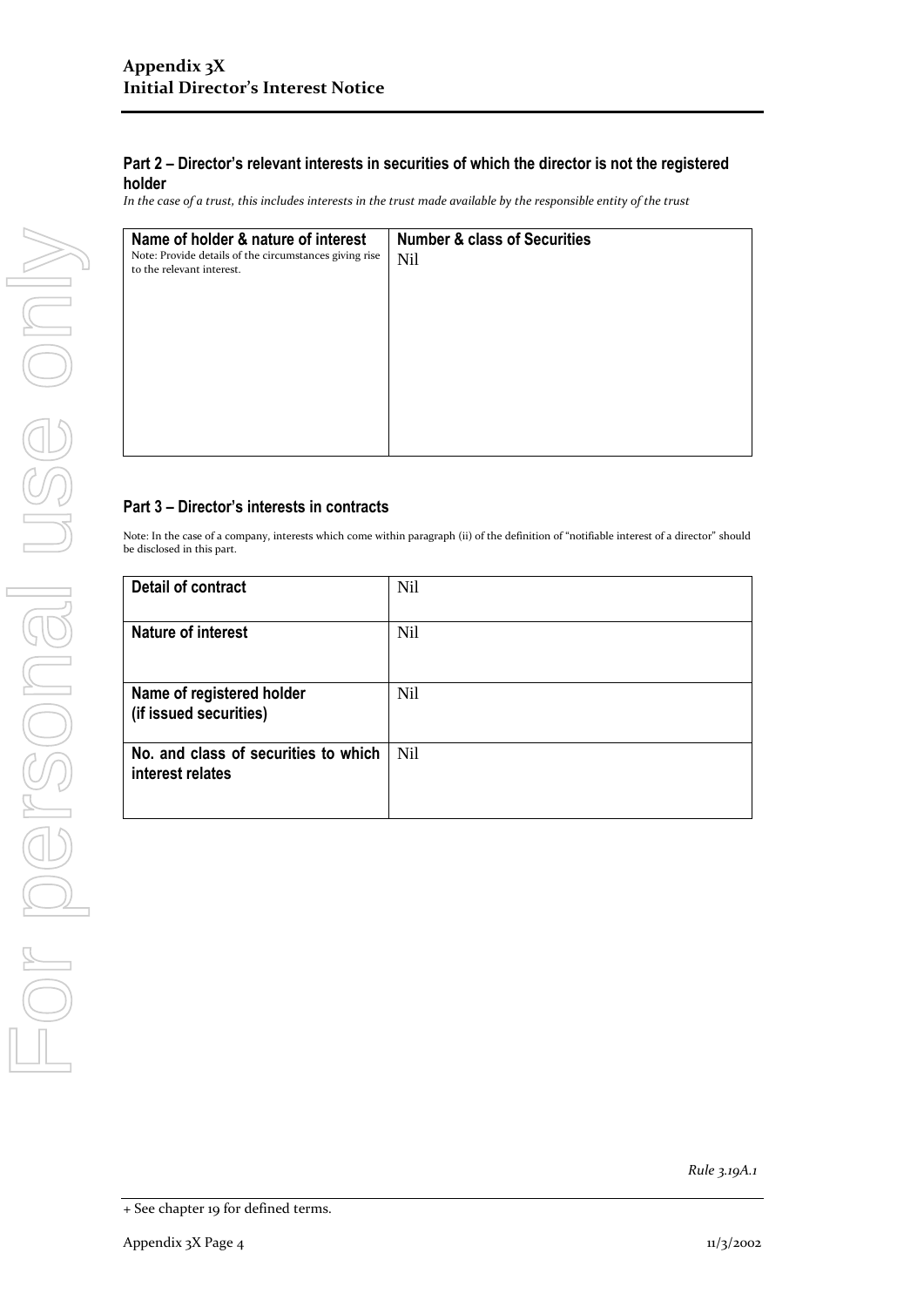## Part 2 – Director's relevant interests in securities of which the director is not the registered holder

*In the case of a trust, this includes interests in the trust made available by the responsible entity of the trust*

| **Name of holder & nature of interest**<br>Note: Provide details of the circumstances giving rise to the relevant interest. | **Number & class of Securities** |
|---|---|
| | Nil |

## Part 3 – Director's interests in contracts

Note: In the case of a company, interests which come within paragraph (ii) of the definition of "notifiable interest of a director" should be disclosed in this part.

| | |
|---|---|
| **Detail of contract** | Nil |
| **Nature of interest** | Nil |
| **Name of registered holder (if issued securities)** | Nil |
| **No. and class of securities to which interest relates** | Nil |

*Rule 3.19A.1*

+ See chapter 19 for defined terms.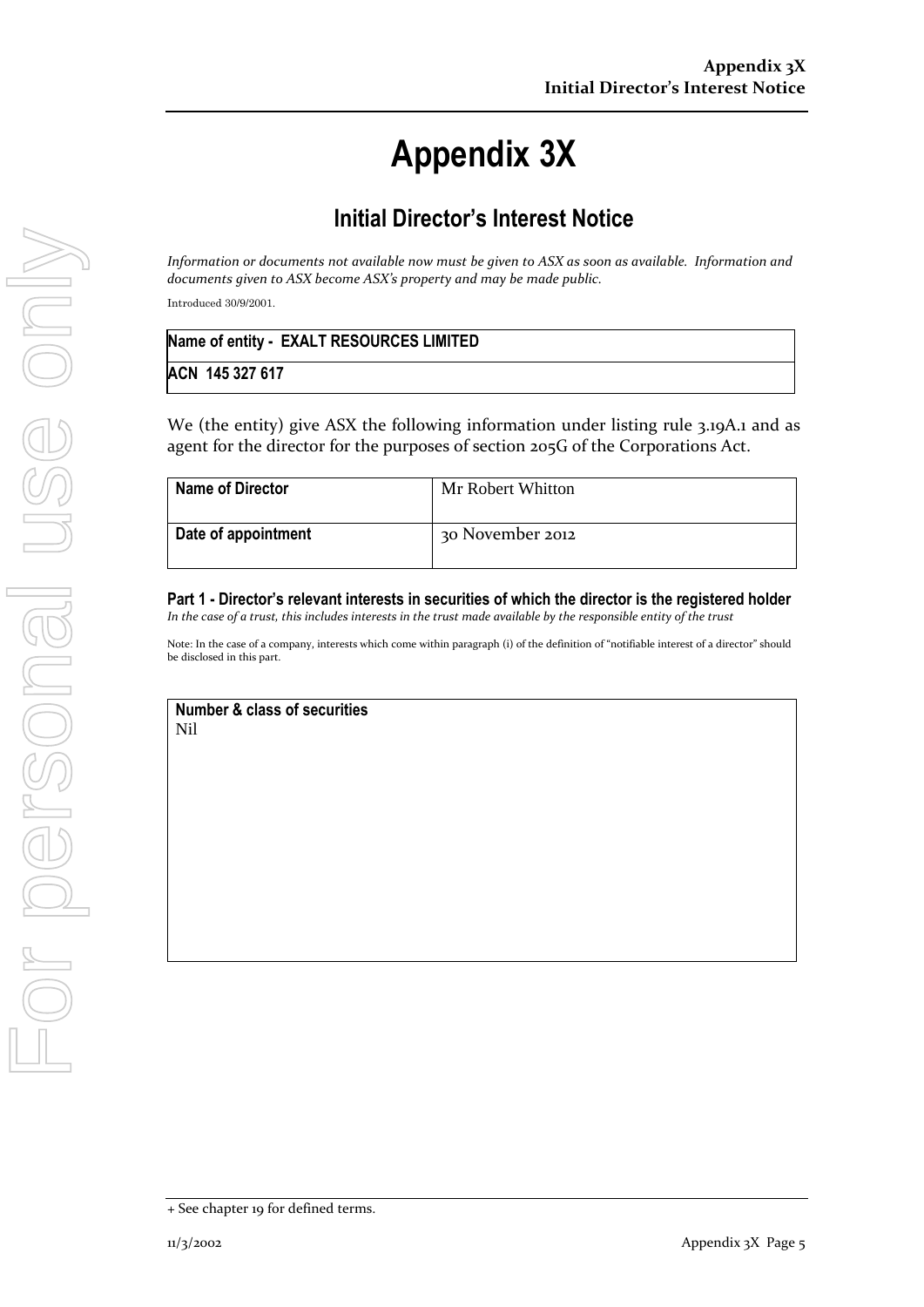# Appendix 3X

## Initial Director's Interest Notice

*Information or documents not available now must be given to ASX as soon as available. Information and documents given to ASX become ASX's property and may be made public.*

Introduced 30/9/2001.

| **Name of entity - EXALT RESOURCES LIMITED** |
| --- |
| **ACN 145 327 617** |

We (the entity) give ASX the following information under listing rule 3.19A.1 and as agent for the director for the purposes of section 205G of the Corporations Act.

| **Name of Director** | Mr Robert Whitton |
| --- | --- |
| **Date of appointment** | 30 November 2012 |

### Part 1 - Director's relevant interests in securities of which the director is the registered holder

*In the case of a trust, this includes interests in the trust made available by the responsible entity of the trust*

Note: In the case of a company, interests which come within paragraph (i) of the definition of "notifiable interest of a director" should be disclosed in this part.

| **Number & class of securities** |
| --- |
| Nil |

+ See chapter 19 for defined terms.

11/3/2002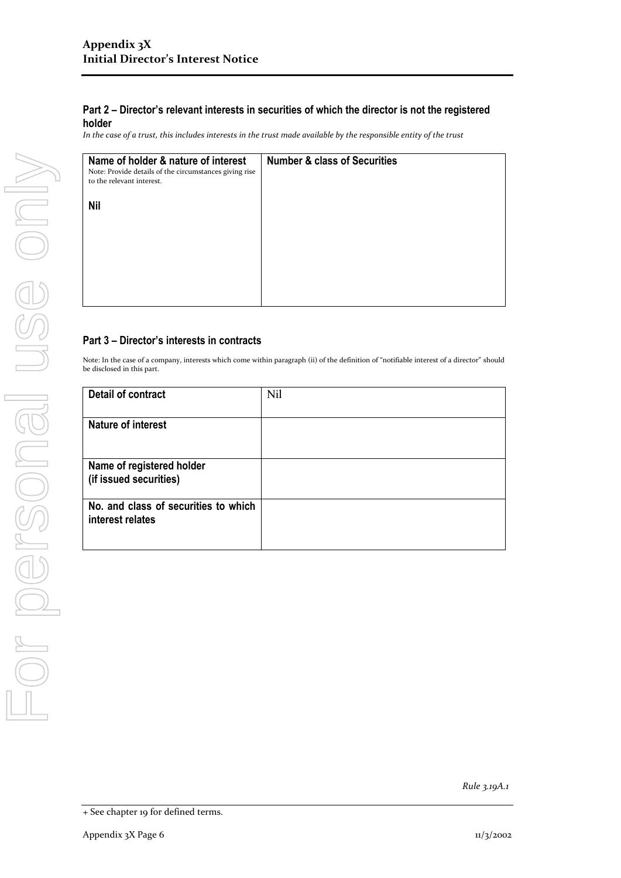## Part 2 – Director's relevant interests in securities of which the director is not the registered holder

*In the case of a trust, this includes interests in the trust made available by the responsible entity of the trust*

| Name of holder & nature of interest<br>Note: Provide details of the circumstances giving rise to the relevant interest. | Number & class of Securities |
|---|---|
| **Nil** | |

## Part 3 – Director's interests in contracts

Note: In the case of a company, interests which come within paragraph (ii) of the definition of "notifiable interest of a director" should be disclosed in this part.

| | |
|---|---|
| **Detail of contract** | Nil |
| **Nature of interest** | |
| **Name of registered holder (if issued securities)** | |
| **No. and class of securities to which interest relates** | |

*Rule 3.19A.1*

+ See chapter 19 for defined terms.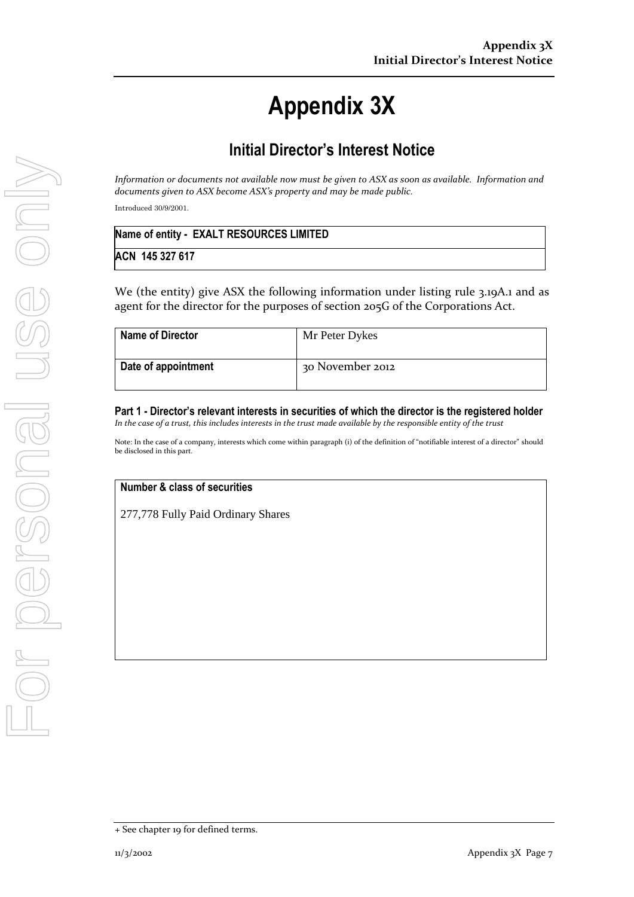# Appendix 3X

## Initial Director's Interest Notice

*Information or documents not available now must be given to ASX as soon as available. Information and documents given to ASX become ASX's property and may be made public.*

Introduced 30/9/2001.

| Name of entity - EXALT RESOURCES LIMITED |
|---|
| ACN 145 327 617 |

We (the entity) give ASX the following information under listing rule 3.19A.1 and as agent for the director for the purposes of section 205G of the Corporations Act.

| | |
|---|---|
| **Name of Director** | Mr Peter Dykes |
| **Date of appointment** | 30 November 2012 |

### Part 1 - Director's relevant interests in securities of which the director is the registered holder

*In the case of a trust, this includes interests in the trust made available by the responsible entity of the trust*

Note: In the case of a company, interests which come within paragraph (i) of the definition of "notifiable interest of a director" should be disclosed in this part.

| Number & class of securities |
|---|
| 277,778 Fully Paid Ordinary Shares |

+ See chapter 19 for defined terms.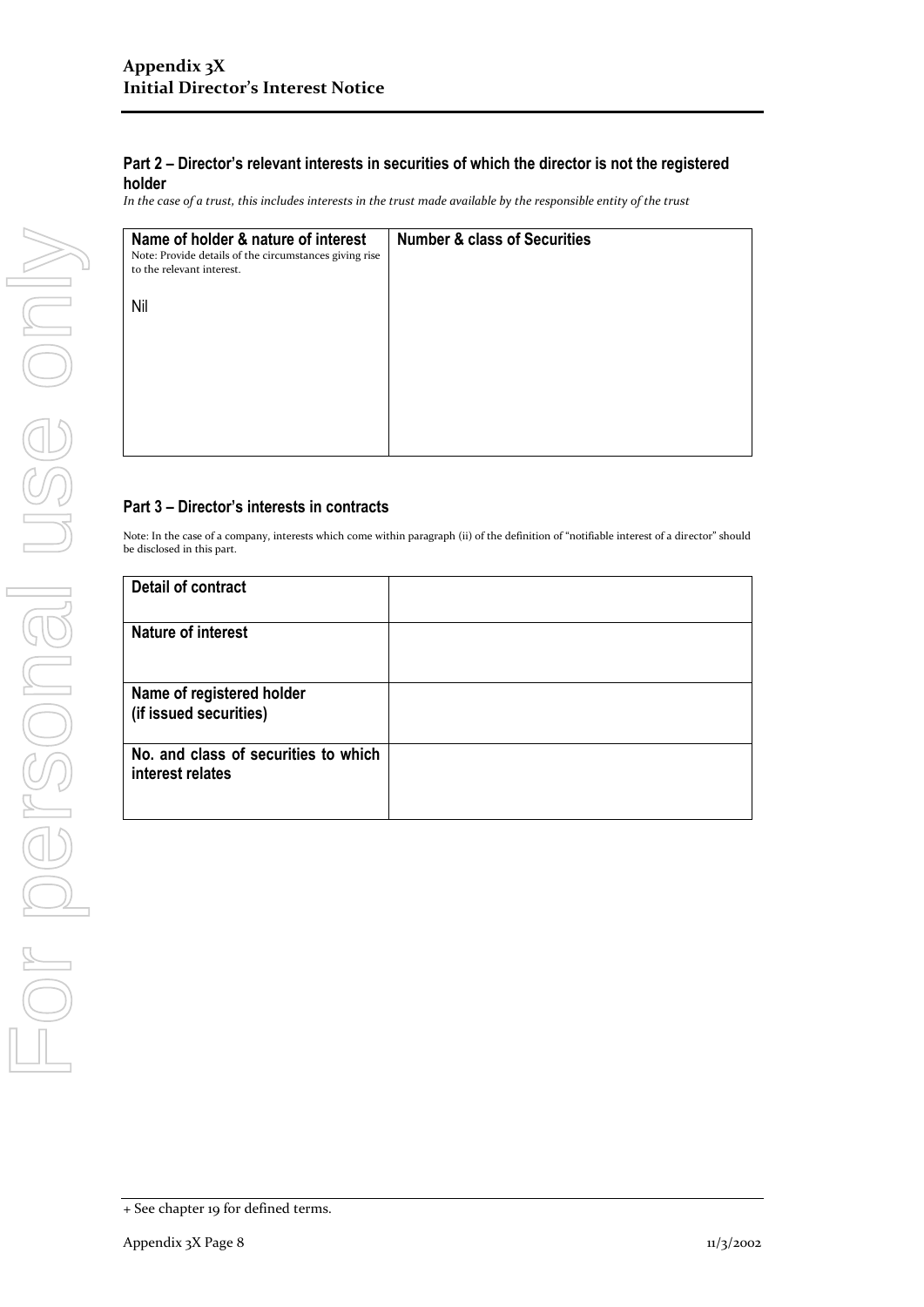## Part 2 – Director's relevant interests in securities of which the director is not the registered holder

*In the case of a trust, this includes interests in the trust made available by the responsible entity of the trust*

| Name of holder & nature of interest<br>Note: Provide details of the circumstances giving rise to the relevant interest. | Number & class of Securities |
|---|---|
| Nil | |

## Part 3 – Director's interests in contracts

Note: In the case of a company, interests which come within paragraph (ii) of the definition of "notifiable interest of a director" should be disclosed in this part.

| | |
|---|---|
| **Detail of contract** | |
| **Nature of interest** | |
| **Name of registered holder (if issued securities)** | |
| **No. and class of securities to which interest relates** | |

+ See chapter 19 for defined terms.